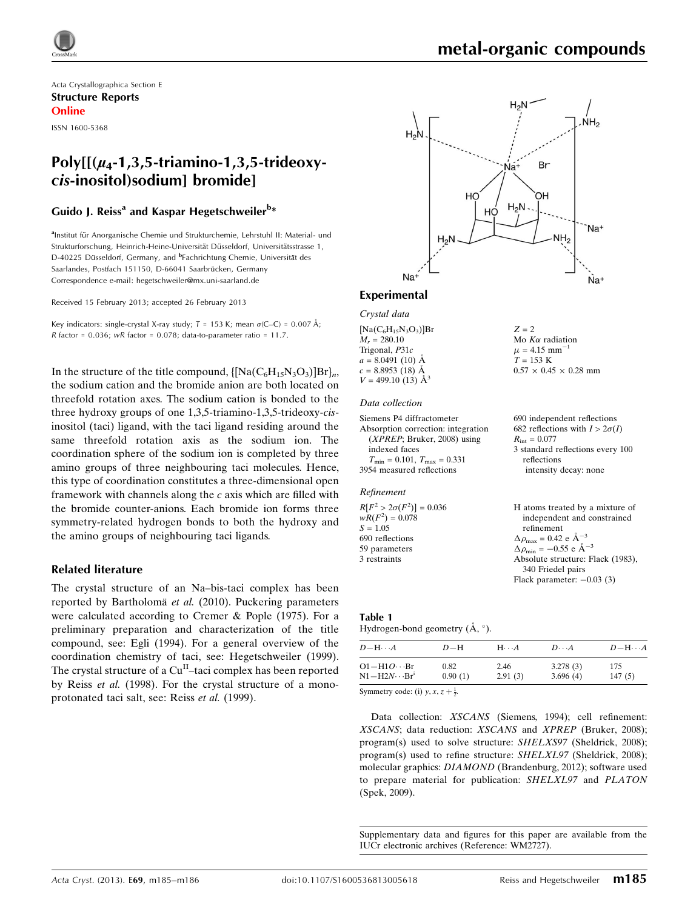Acta Crystallographica Section E

**Structure Reports Online**

ISSN 1600-5368

# Poly[[($\mu_4$-1,3,5-triamino-1,3,5-trideoxy-*cis*-inositol)sodium] bromide]

**Guido J. Reiss[a] and Kaspar Hegetschweiler[b]***

[a]Institut für Anorganische Chemie und Strukturchemie, Lehrstuhl II: Material- und Strukturforschung, Heinrich-Heine-Universität Düsseldorf, Universitätsstrasse 1, D-40225 Düsseldorf, Germany, and [b]Fachrichtung Chemie, Universität des Saarlandes, Postfach 151150, D-66041 Saarbrücken, Germany
Correspondence e-mail: hegetschweiler@mx.uni-saarland.de

Received 15 February 2013; accepted 26 February 2013

Key indicators: single-crystal X-ray study; $T$ = 153 K; mean $\sigma$(C–C) = 0.007 Å; $R$ factor = 0.036; $wR$ factor = 0.078; data-to-parameter ratio = 11.7.

In the structure of the title compound, $\{[Na(C_6H_{15}N_3O_3)]Br\}_n$, the sodium cation and the bromide anion are both located on threefold rotation axes. The sodium cation is bonded to the three hydroxy groups of one 1,3,5-triamino-1,3,5-trideoxy-*cis*-inositol (taci) ligand, with the taci ligand residing around the same threefold rotation axis as the sodium ion. The coordination sphere of the sodium ion is completed by three amino groups of three neighbouring taci molecules. Hence, this type of coordination constitutes a three-dimensional open framework with channels along the $c$ axis which are filled with the bromide counter-anions. Each bromide ion forms three symmetry-related hydrogen bonds to both the hydroxy and the amino groups of neighbouring taci ligands.

## Related literature

The crystal structure of an Na–bis-taci complex has been reported by Bartholomä *et al.* (2010). Puckering parameters were calculated according to Cremer & Pople (1975). For a preliminary preparation and characterization of the title compound, see: Egli (1994). For a general overview of the coordination chemistry of taci, see: Hegetschweiler (1999). The crystal structure of a Cu[II]–taci complex has been reported by Reiss *et al.* (1998). For the crystal structure of a mono-protonated taci salt, see: Reiss *et al.* (1999).

## Experimental

### Crystal data

$[Na(C_6H_{15}N_3O_3)]Br$
$M_r$ = 280.10
Trigonal, $P31c$
$a$ = 8.0491 (10) Å
$c$ = 8.8953 (18) Å
$V$ = 499.10 (13) Å$^3$
$Z$ = 2
Mo $K\alpha$ radiation
$\mu$ = 4.15 mm$^{-1}$
$T$ = 153 K
0.57 × 0.45 × 0.28 mm

### Data collection

Siemens P4 diffractometer
Absorption correction: integration (*XPREP*; Bruker, 2008) using indexed faces
$T_{min}$ = 0.101, $T_{max}$ = 0.331
3954 measured reflections
690 independent reflections
682 reflections with $I > 2\sigma(I)$
$R_{int}$ = 0.077
3 standard reflections every 100 reflections
intensity decay: none

### Refinement

$R[F^2 > 2\sigma(F^2)]$ = 0.036
$wR(F^2)$ = 0.078
$S$ = 1.05
690 reflections
59 parameters
3 restraints
H atoms treated by a mixture of independent and constrained refinement
$\Delta\rho_{max}$ = 0.42 e Å$^{-3}$
$\Delta\rho_{min}$ = −0.55 e Å$^{-3}$
Absolute structure: Flack (1983), 340 Friedel pairs
Flack parameter: −0.03 (3)

**Table 1**
Hydrogen-bond geometry (Å, °).

| $D$—H···$A$ | $D$—H | H···$A$ | $D$···$A$ | $D$—H···$A$ |
|---|---|---|---|---|
| O1—H1O···Br | 0.82 | 2.46 | 3.278 (3) | 175 |
| N1—H2N···Br[i] | 0.90 (1) | 2.91 (3) | 3.696 (4) | 147 (5) |

Symmetry code: (i) $y, x, z + \frac{1}{2}$.

Data collection: *XSCANS* (Siemens, 1994); cell refinement: *XSCANS*; data reduction: *XSCANS* and *XPREP* (Bruker, 2008); program(s) used to solve structure: *SHELXS97* (Sheldrick, 2008); program(s) used to refine structure: *SHELXL97* (Sheldrick, 2008); molecular graphics: *DIAMOND* (Brandenburg, 2012); software used to prepare material for publication: *SHELXL97* and *PLATON* (Spek, 2009).

Supplementary data and figures for this paper are available from the IUCr electronic archives (Reference: WM2727).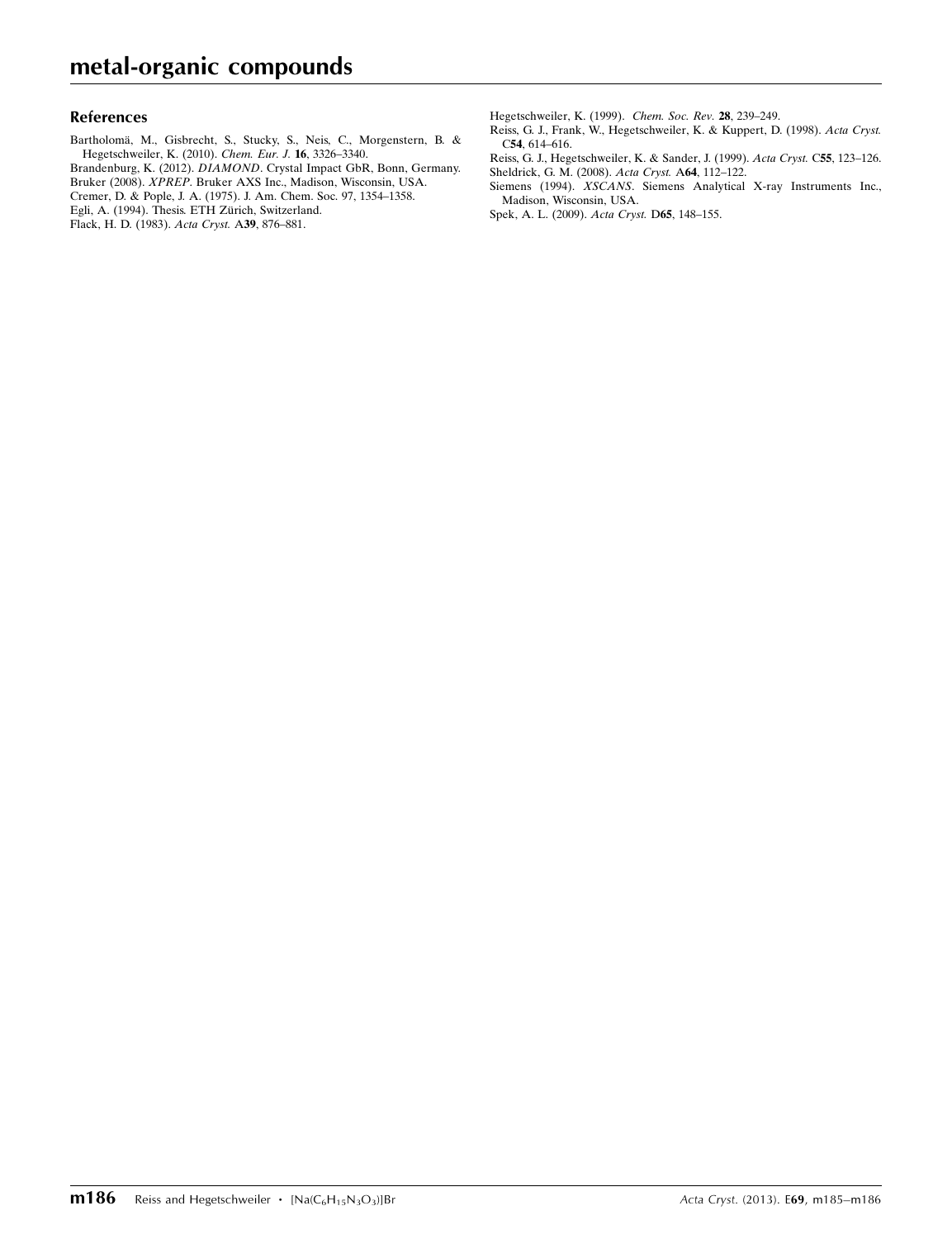## References

Bartholomä, M., Gisbrecht, S., Stucky, S., Neis, C., Morgenstern, B. & Hegetschweiler, K. (2010). *Chem. Eur. J.* **16**, 3326–3340.

Brandenburg, K. (2012). *DIAMOND*. Crystal Impact GbR, Bonn, Germany.

Bruker (2008). *XPREP*. Bruker AXS Inc., Madison, Wisconsin, USA.

Cremer, D. & Pople, J. A. (1975). J. Am. Chem. Soc. 97, 1354–1358.

Egli, A. (1994). Thesis. ETH Zürich, Switzerland.

Flack, H. D. (1983). *Acta Cryst.* A**39**, 876–881.

Hegetschweiler, K. (1999). *Chem. Soc. Rev.* **28**, 239–249.

Reiss, G. J., Frank, W., Hegetschweiler, K. & Kuppert, D. (1998). *Acta Cryst.* C**54**, 614–616.

Reiss, G. J., Hegetschweiler, K. & Sander, J. (1999). *Acta Cryst.* C**55**, 123–126.

Sheldrick, G. M. (2008). *Acta Cryst.* A**64**, 112–122.

Siemens (1994). *XSCANS*. Siemens Analytical X-ray Instruments Inc., Madison, Wisconsin, USA.

Spek, A. L. (2009). *Acta Cryst.* D**65**, 148–155.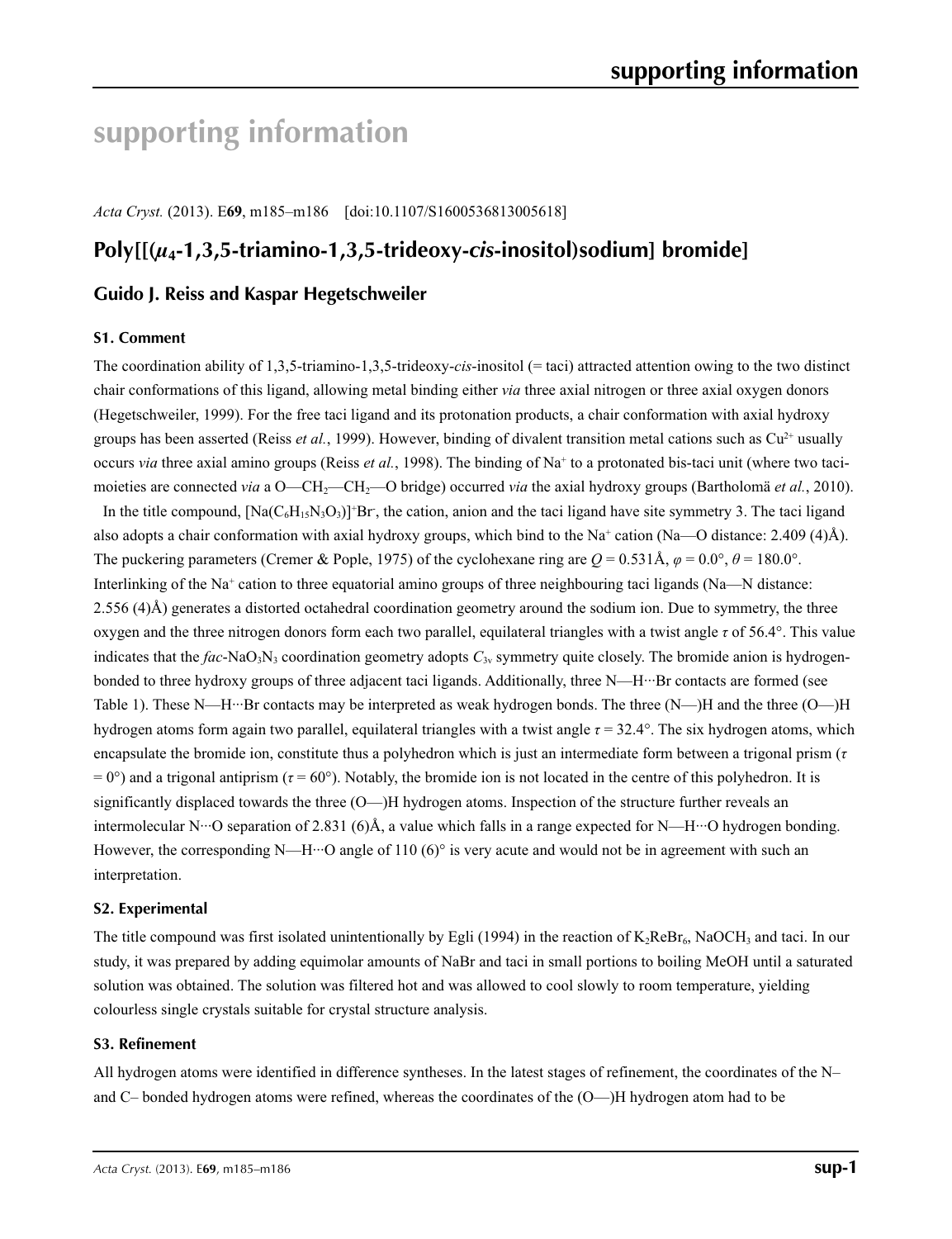# supporting information

*Acta Cryst.* (2013). E**69**, m185–m186 [doi:10.1107/S1600536813005618]

## Poly[[($\mu_4$-1,3,5-triamino-1,3,5-trideoxy-*cis*-inositol)sodium] bromide]

### Guido J. Reiss and Kaspar Hegetschweiler

#### S1. Comment

The coordination ability of 1,3,5-triamino-1,3,5-trideoxy-*cis*-inositol (= taci) attracted attention owing to the two distinct chair conformations of this ligand, allowing metal binding either *via* three axial nitrogen or three axial oxygen donors (Hegetschweiler, 1999). For the free taci ligand and its protonation products, a chair conformation with axial hydroxy groups has been asserted (Reiss *et al.*, 1999). However, binding of divalent transition metal cations such as $Cu^{2+}$ usually occurs *via* three axial amino groups (Reiss *et al.*, 1998). The binding of $Na^+$ to a protonated bis-taci unit (where two taci-moieties are connected *via* a O—CH$_2$—CH$_2$—O bridge) occurred *via* the axial hydroxy groups (Bartholomä *et al.*, 2010).

In the title compound, $[Na(C_6H_{15}N_3O_3)]^+Br^-$, the cation, anion and the taci ligand have site symmetry 3. The taci ligand also adopts a chair conformation with axial hydroxy groups, which bind to the $Na^+$ cation (Na—O distance: 2.409 (4)Å). The puckering parameters (Cremer & Pople, 1975) of the cyclohexane ring are $Q$ = 0.531Å, $\varphi$ = 0.0°, $\theta$ = 180.0°. Interlinking of the $Na^+$ cation to three equatorial amino groups of three neighbouring taci ligands (Na—N distance: 2.556 (4)Å) generates a distorted octahedral coordination geometry around the sodium ion. Due to symmetry, the three oxygen and the three nitrogen donors form each two parallel, equilateral triangles with a twist angle $\tau$ of 56.4°. This value indicates that the *fac*-$NaO_3N_3$ coordination geometry adopts $C_{3v}$ symmetry quite closely. The bromide anion is hydrogen-bonded to three hydroxy groups of three adjacent taci ligands. Additionally, three N—H···Br contacts are formed (see Table 1). These N—H···Br contacts may be interpreted as weak hydrogen bonds. The three (N—)H and the three (O—)H hydrogen atoms form again two parallel, equilateral triangles with a twist angle $\tau$ = 32.4°. The six hydrogen atoms, which encapsulate the bromide ion, constitute thus a polyhedron which is just an intermediate form between a trigonal prism ($\tau$ = 0°) and a trigonal antiprism ($\tau$ = 60°). Notably, the bromide ion is not located in the centre of this polyhedron. It is significantly displaced towards the three (O—)H hydrogen atoms. Inspection of the structure further reveals an intermolecular N···O separation of 2.831 (6)Å, a value which falls in a range expected for N—H···O hydrogen bonding. However, the corresponding N—H···O angle of 110 (6)° is very acute and would not be in agreement with such an interpretation.

#### S2. Experimental

The title compound was first isolated unintentionally by Egli (1994) in the reaction of $K_2ReBr_6$, $NaOCH_3$ and taci. In our study, it was prepared by adding equimolar amounts of NaBr and taci in small portions to boiling MeOH until a saturated solution was obtained. The solution was filtered hot and was allowed to cool slowly to room temperature, yielding colourless single crystals suitable for crystal structure analysis.

#### S3. Refinement

All hydrogen atoms were identified in difference syntheses. In the latest stages of refinement, the coordinates of the N– and C– bonded hydrogen atoms were refined, whereas the coordinates of the (O—)H hydrogen atom had to be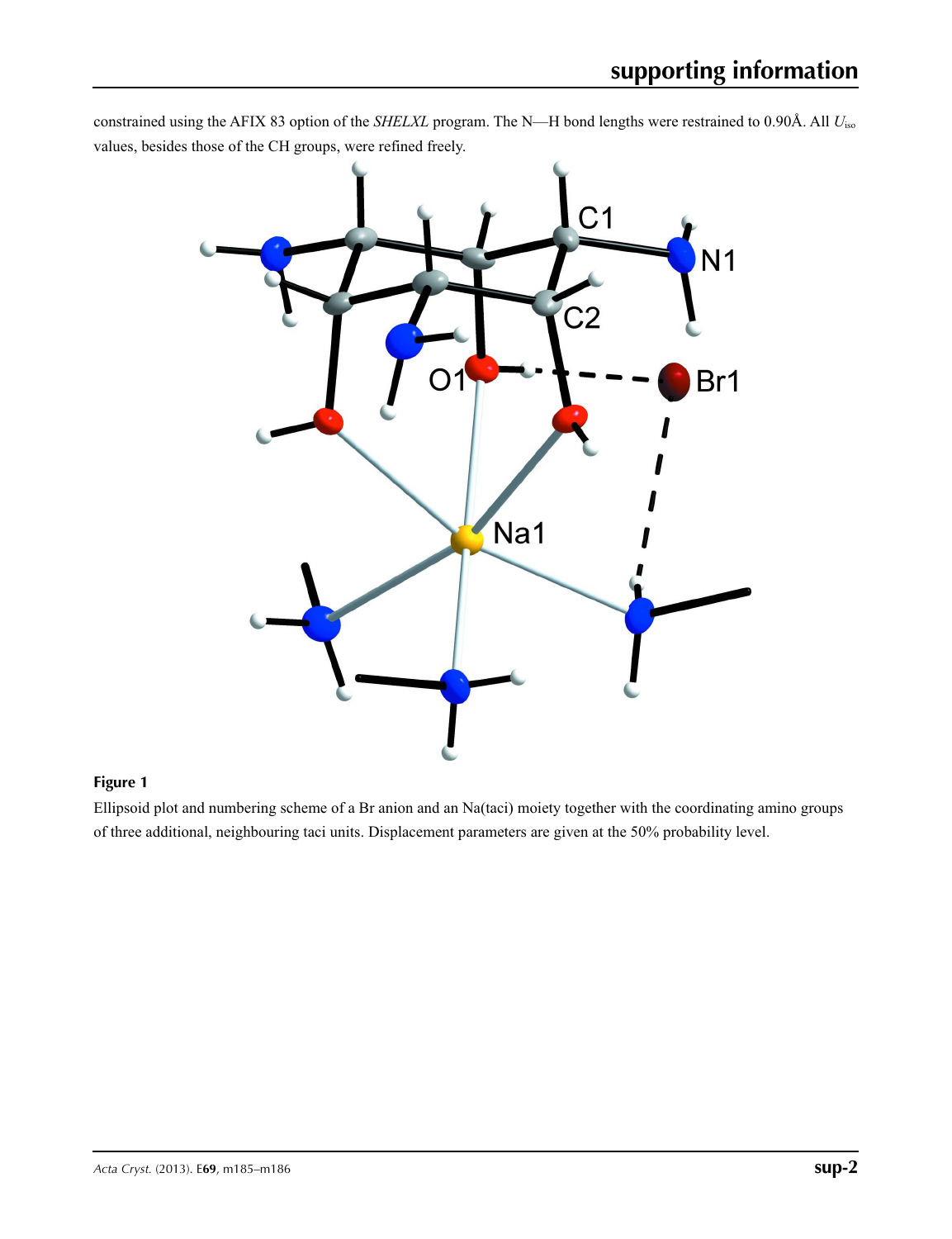constrained using the AFIX 83 option of the *SHELXL* program. The N—H bond lengths were restrained to 0.90Å. All $U_{iso}$ values, besides those of the CH groups, were refined freely.

**Figure 1**

Ellipsoid plot and numbering scheme of a Br anion and an Na(taci) moiety together with the coordinating amino groups of three additional, neighbouring taci units. Displacement parameters are given at the 50% probability level.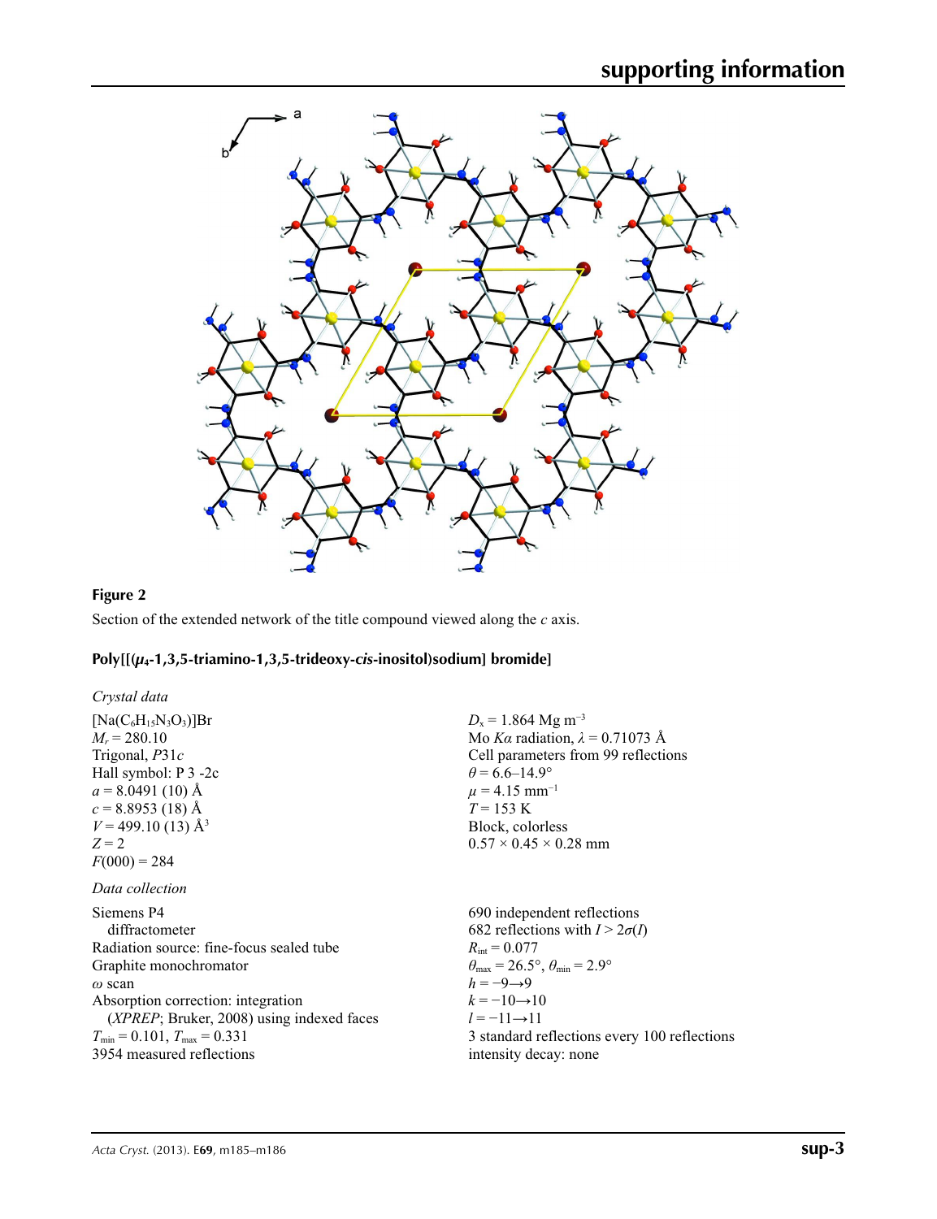**Figure 2**

Section of the extended network of the title compound viewed along the *c* axis.

## Poly[[($\mu_4$-1,3,5-triamino-1,3,5-trideoxy-*cis*-inositol)sodium] bromide]

### *Crystal data*

[Na($C_6H_{15}N_3O_3$)]Br
$M_r$ = 280.10
Trigonal, *P*31*c*
Hall symbol: P 3 -2c
*a* = 8.0491 (10) Å
*c* = 8.8953 (18) Å
*V* = 499.10 (13) Å$^3$
*Z* = 2
*F*(000) = 284
$D_x$ = 1.864 Mg m$^{-3}$
Mo *K*α radiation, λ = 0.71073 Å
Cell parameters from 99 reflections
θ = 6.6–14.9°
μ = 4.15 mm$^{-1}$
*T* = 153 K
Block, colorless
0.57 × 0.45 × 0.28 mm

### *Data collection*

Siemens P4
diffractometer
Radiation source: fine-focus sealed tube
Graphite monochromator
ω scan
Absorption correction: integration
(*XPREP*; Bruker, 2008) using indexed faces
$T_{min}$ = 0.101, $T_{max}$ = 0.331
3954 measured reflections
690 independent reflections
682 reflections with *I* > 2σ(*I*)
$R_{int}$ = 0.077
$\theta_{max}$ = 26.5°, $\theta_{min}$ = 2.9°
*h* = −9→9
*k* = −10→10
*l* = −11→11
3 standard reflections every 100 reflections
intensity decay: none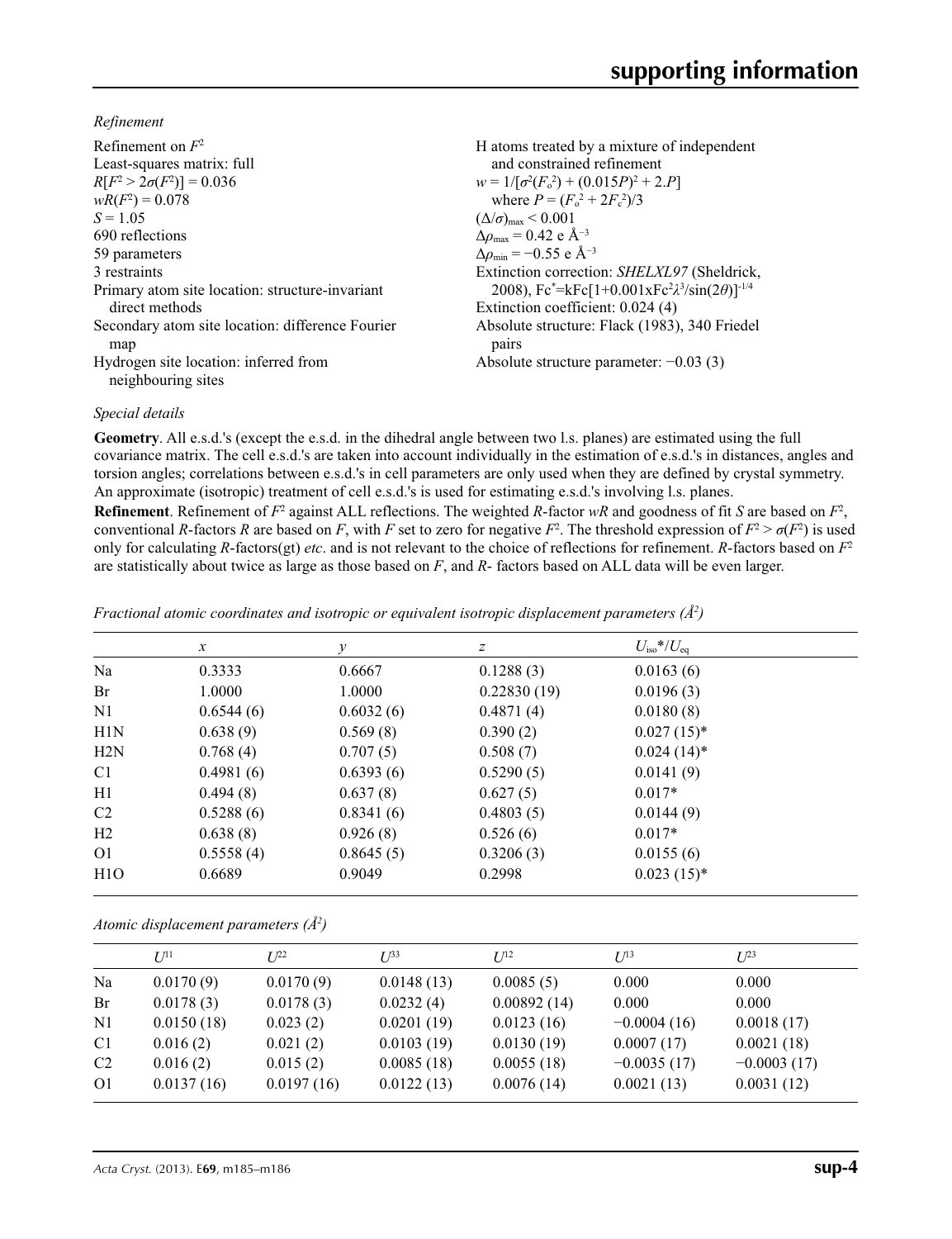*Refinement*

Refinement on $F^2$
Least-squares matrix: full
$R[F^2 > 2\sigma(F^2)] = 0.036$
$wR(F^2) = 0.078$
$S = 1.05$
690 reflections
59 parameters
3 restraints
Primary atom site location: structure-invariant direct methods
Secondary atom site location: difference Fourier map
Hydrogen site location: inferred from neighbouring sites
H atoms treated by a mixture of independent and constrained refinement
$w = 1/[\sigma^2(F_o^2) + (0.015P)^2 + 2.P]$
where $P = (F_o^2 + 2F_c^2)/3$
$(\Delta/\sigma)_{max} < 0.001$
$\Delta\rho_{max} = 0.42$ e Å$^{-3}$
$\Delta\rho_{min} = -0.55$ e Å$^{-3}$
Extinction correction: *SHELXL97* (Sheldrick, 2008), $Fc^*=kFc[1+0.001xFc^2\lambda^3/sin(2\theta)]^{-1/4}$
Extinction coefficient: 0.024 (4)
Absolute structure: Flack (1983), 340 Friedel pairs
Absolute structure parameter: −0.03 (3)

*Special details*

**Geometry**. All e.s.d.'s (except the e.s.d. in the dihedral angle between two l.s. planes) are estimated using the full covariance matrix. The cell e.s.d.'s are taken into account individually in the estimation of e.s.d.'s in distances, angles and torsion angles; correlations between e.s.d.'s in cell parameters are only used when they are defined by crystal symmetry. An approximate (isotropic) treatment of cell e.s.d.'s is used for estimating e.s.d.'s involving l.s. planes.

**Refinement**. Refinement of $F^2$ against ALL reflections. The weighted *R*-factor *wR* and goodness of fit *S* are based on $F^2$, conventional *R*-factors *R* are based on *F*, with *F* set to zero for negative $F^2$. The threshold expression of $F^2 > \sigma(F^2)$ is used only for calculating *R*-factors(gt) *etc*. and is not relevant to the choice of reflections for refinement. *R*-factors based on $F^2$ are statistically about twice as large as those based on *F*, and *R*- factors based on ALL data will be even larger.

*Fractional atomic coordinates and isotropic or equivalent isotropic displacement parameters (Å$^2$)*

| | *x* | *y* | *z* | $U_{iso}$*/$U_{eq}$ |
|---|---|---|---|---|
| Na | 0.3333 | 0.6667 | 0.1288 (3) | 0.0163 (6) |
| Br | 1.0000 | 1.0000 | 0.22830 (19) | 0.0196 (3) |
| N1 | 0.6544 (6) | 0.6032 (6) | 0.4871 (4) | 0.0180 (8) |
| H1N | 0.638 (9) | 0.569 (8) | 0.390 (2) | 0.027 (15)* |
| H2N | 0.768 (4) | 0.707 (5) | 0.508 (7) | 0.024 (14)* |
| C1 | 0.4981 (6) | 0.6393 (6) | 0.5290 (5) | 0.0141 (9) |
| H1 | 0.494 (8) | 0.637 (8) | 0.627 (5) | 0.017* |
| C2 | 0.5288 (6) | 0.8341 (6) | 0.4803 (5) | 0.0144 (9) |
| H2 | 0.638 (8) | 0.926 (8) | 0.526 (6) | 0.017* |
| O1 | 0.5558 (4) | 0.8645 (5) | 0.3206 (3) | 0.0155 (6) |
| H1O | 0.6689 | 0.9049 | 0.2998 | 0.023 (15)* |

*Atomic displacement parameters (Å$^2$)*

| | $U^{11}$ | $U^{22}$ | $U^{33}$ | $U^{12}$ | $U^{13}$ | $U^{23}$ |
|---|---|---|---|---|---|---|
| Na | 0.0170 (9) | 0.0170 (9) | 0.0148 (13) | 0.0085 (5) | 0.000 | 0.000 |
| Br | 0.0178 (3) | 0.0178 (3) | 0.0232 (4) | 0.00892 (14) | 0.000 | 0.000 |
| N1 | 0.0150 (18) | 0.023 (2) | 0.0201 (19) | 0.0123 (16) | −0.0004 (16) | 0.0018 (17) |
| C1 | 0.016 (2) | 0.021 (2) | 0.0103 (19) | 0.0130 (19) | 0.0007 (17) | 0.0021 (18) |
| C2 | 0.016 (2) | 0.015 (2) | 0.0085 (18) | 0.0055 (18) | −0.0035 (17) | −0.0003 (17) |
| O1 | 0.0137 (16) | 0.0197 (16) | 0.0122 (13) | 0.0076 (14) | 0.0021 (13) | 0.0031 (12) |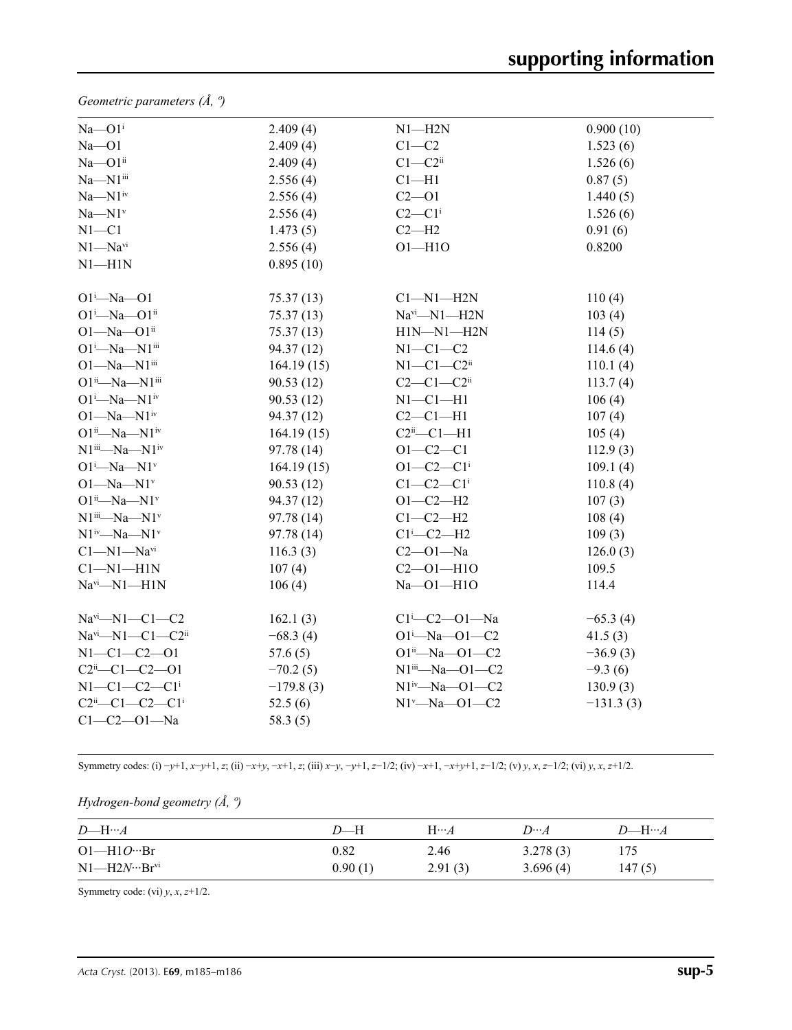*Geometric parameters (Å, º)*

| | | | |
|---|---|---|---|
| Na—O1$^{i}$ | 2.409 (4) | N1—H2N | 0.900 (10) |
| Na—O1 | 2.409 (4) | C1—C2 | 1.523 (6) |
| Na—O1$^{ii}$ | 2.409 (4) | C1—C2$^{ii}$ | 1.526 (6) |
| Na—N1$^{iii}$ | 2.556 (4) | C1—H1 | 0.87 (5) |
| Na—N1$^{iv}$ | 2.556 (4) | C2—O1 | 1.440 (5) |
| Na—N1$^{v}$ | 2.556 (4) | C2—C1$^{i}$ | 1.526 (6) |
| N1—C1 | 1.473 (5) | C2—H2 | 0.91 (6) |
| N1—Na$^{vi}$ | 2.556 (4) | O1—H1O | 0.8200 |
| N1—H1N | 0.895 (10) | | |
| | | | |
| O1$^{i}$—Na—O1 | 75.37 (13) | C1—N1—H2N | 110 (4) |
| O1$^{i}$—Na—O1$^{ii}$ | 75.37 (13) | Na$^{vi}$—N1—H2N | 103 (4) |
| O1—Na—O1$^{ii}$ | 75.37 (13) | H1N—N1—H2N | 114 (5) |
| O1$^{i}$—Na—N1$^{iii}$ | 94.37 (12) | N1—C1—C2 | 114.6 (4) |
| O1—Na—N1$^{iii}$ | 164.19 (15) | N1—C1—C2$^{ii}$ | 110.1 (4) |
| O1$^{ii}$—Na—N1$^{iii}$ | 90.53 (12) | C2—C1—C2$^{ii}$ | 113.7 (4) |
| O1$^{i}$—Na—N1$^{iv}$ | 90.53 (12) | N1—C1—H1 | 106 (4) |
| O1—Na—N1$^{iv}$ | 94.37 (12) | C2—C1—H1 | 107 (4) |
| O1$^{ii}$—Na—N1$^{iv}$ | 164.19 (15) | C2$^{ii}$—C1—H1 | 105 (4) |
| N1$^{iii}$—Na—N1$^{iv}$ | 97.78 (14) | O1—C2—C1 | 112.9 (3) |
| O1$^{i}$—Na—N1$^{v}$ | 164.19 (15) | O1—C2—C1$^{i}$ | 109.1 (4) |
| O1—Na—N1$^{v}$ | 90.53 (12) | C1—C2—C1$^{i}$ | 110.8 (4) |
| O1$^{ii}$—Na—N1$^{v}$ | 94.37 (12) | O1—C2—H2 | 107 (3) |
| N1$^{iii}$—Na—N1$^{v}$ | 97.78 (14) | C1—C2—H2 | 108 (4) |
| N1$^{iv}$—Na—N1$^{v}$ | 97.78 (14) | C1$^{i}$—C2—H2 | 109 (3) |
| C1—N1—Na$^{vi}$ | 116.3 (3) | C2—O1—Na | 126.0 (3) |
| C1—N1—H1N | 107 (4) | C2—O1—H1O | 109.5 |
| Na$^{vi}$—N1—H1N | 106 (4) | Na—O1—H1O | 114.4 |
| | | | |
| Na$^{vi}$—N1—C1—C2 | 162.1 (3) | C1$^{i}$—C2—O1—Na | −65.3 (4) |
| Na$^{vi}$—N1—C1—C2$^{ii}$ | −68.3 (4) | O1$^{i}$—Na—O1—C2 | 41.5 (3) |
| N1—C1—C2—O1 | 57.6 (5) | O1$^{ii}$—Na—O1—C2 | −36.9 (3) |
| C2$^{ii}$—C1—C2—O1 | −70.2 (5) | N1$^{iii}$—Na—O1—C2 | −9.3 (6) |
| N1—C1—C2—C1$^{i}$ | −179.8 (3) | N1$^{iv}$—Na—O1—C2 | 130.9 (3) |
| C2$^{ii}$—C1—C2—C1$^{i}$ | 52.5 (6) | N1$^{v}$—Na—O1—C2 | −131.3 (3) |
| C1—C2—O1—Na | 58.3 (5) | | |

Symmetry codes: (i) −y+1, x−y+1, z; (ii) −x+y, −x+1, z; (iii) x−y, −y+1, z−1/2; (iv) −x+1, −x+y+1, z−1/2; (v) y, x, z−1/2; (vi) y, x, z+1/2.

*Hydrogen-bond geometry (Å, º)*

| *D*—H···*A* | *D*—H | H···*A* | *D*···*A* | *D*—H···*A* |
|---|---|---|---|---|
| O1—H1*O*···Br | 0.82 | 2.46 | 3.278 (3) | 175 |
| N1—H2*N*···Br$^{vi}$ | 0.90 (1) | 2.91 (3) | 3.696 (4) | 147 (5) |

Symmetry code: (vi) y, x, z+1/2.